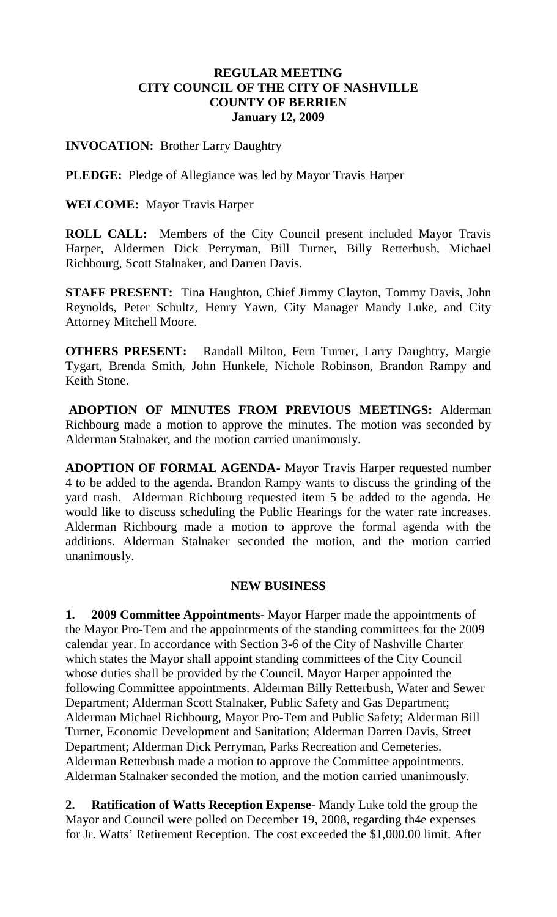# REGULAR MEETING
# CITY COUNCIL OF THE CITY OF NASHVILLE
# COUNTY OF BERRIEN
# January 12, 2009

**INVOCATION:** Brother Larry Daughtry

**PLEDGE:** Pledge of Allegiance was led by Mayor Travis Harper

**WELCOME:** Mayor Travis Harper

**ROLL CALL:** Members of the City Council present included Mayor Travis Harper, Aldermen Dick Perryman, Bill Turner, Billy Retterbush, Michael Richbourg, Scott Stalnaker, and Darren Davis.

**STAFF PRESENT:** Tina Haughton, Chief Jimmy Clayton, Tommy Davis, John Reynolds, Peter Schultz, Henry Yawn, City Manager Mandy Luke, and City Attorney Mitchell Moore.

**OTHERS PRESENT:** Randall Milton, Fern Turner, Larry Daughtry, Margie Tygart, Brenda Smith, John Hunkele, Nichole Robinson, Brandon Rampy and Keith Stone.

**ADOPTION OF MINUTES FROM PREVIOUS MEETINGS:** Alderman Richbourg made a motion to approve the minutes. The motion was seconded by Alderman Stalnaker, and the motion carried unanimously.

**ADOPTION OF FORMAL AGENDA-** Mayor Travis Harper requested number 4 to be added to the agenda. Brandon Rampy wants to discuss the grinding of the yard trash. Alderman Richbourg requested item 5 be added to the agenda. He would like to discuss scheduling the Public Hearings for the water rate increases. Alderman Richbourg made a motion to approve the formal agenda with the additions. Alderman Stalnaker seconded the motion, and the motion carried unanimously.

## NEW BUSINESS

**1. 2009 Committee Appointments-** Mayor Harper made the appointments of the Mayor Pro-Tem and the appointments of the standing committees for the 2009 calendar year. In accordance with Section 3-6 of the City of Nashville Charter which states the Mayor shall appoint standing committees of the City Council whose duties shall be provided by the Council. Mayor Harper appointed the following Committee appointments. Alderman Billy Retterbush, Water and Sewer Department; Alderman Scott Stalnaker, Public Safety and Gas Department; Alderman Michael Richbourg, Mayor Pro-Tem and Public Safety; Alderman Bill Turner, Economic Development and Sanitation; Alderman Darren Davis, Street Department; Alderman Dick Perryman, Parks Recreation and Cemeteries. Alderman Retterbush made a motion to approve the Committee appointments. Alderman Stalnaker seconded the motion, and the motion carried unanimously.

**2. Ratification of Watts Reception Expense-** Mandy Luke told the group the Mayor and Council were polled on December 19, 2008, regarding th4e expenses for Jr. Watts' Retirement Reception. The cost exceeded the $1,000.00 limit. After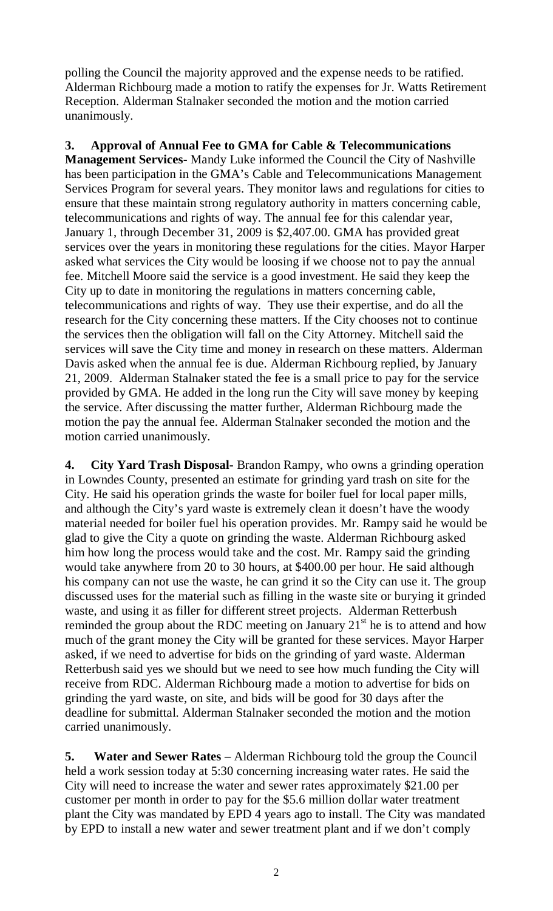polling the Council the majority approved and the expense needs to be ratified. Alderman Richbourg made a motion to ratify the expenses for Jr. Watts Retirement Reception. Alderman Stalnaker seconded the motion and the motion carried unanimously.

**3. Approval of Annual Fee to GMA for Cable & Telecommunications Management Services-** Mandy Luke informed the Council the City of Nashville has been participation in the GMA's Cable and Telecommunications Management Services Program for several years. They monitor laws and regulations for cities to ensure that these maintain strong regulatory authority in matters concerning cable, telecommunications and rights of way. The annual fee for this calendar year, January 1, through December 31, 2009 is $2,407.00. GMA has provided great services over the years in monitoring these regulations for the cities. Mayor Harper asked what services the City would be loosing if we choose not to pay the annual fee. Mitchell Moore said the service is a good investment. He said they keep the City up to date in monitoring the regulations in matters concerning cable, telecommunications and rights of way. They use their expertise, and do all the research for the City concerning these matters. If the City chooses not to continue the services then the obligation will fall on the City Attorney. Mitchell said the services will save the City time and money in research on these matters. Alderman Davis asked when the annual fee is due. Alderman Richbourg replied, by January 21, 2009. Alderman Stalnaker stated the fee is a small price to pay for the service provided by GMA. He added in the long run the City will save money by keeping the service. After discussing the matter further, Alderman Richbourg made the motion the pay the annual fee. Alderman Stalnaker seconded the motion and the motion carried unanimously.

**4. City Yard Trash Disposal-** Brandon Rampy, who owns a grinding operation in Lowndes County, presented an estimate for grinding yard trash on site for the City. He said his operation grinds the waste for boiler fuel for local paper mills, and although the City's yard waste is extremely clean it doesn't have the woody material needed for boiler fuel his operation provides. Mr. Rampy said he would be glad to give the City a quote on grinding the waste. Alderman Richbourg asked him how long the process would take and the cost. Mr. Rampy said the grinding would take anywhere from 20 to 30 hours, at $400.00 per hour. He said although his company can not use the waste, he can grind it so the City can use it. The group discussed uses for the material such as filling in the waste site or burying it grinded waste, and using it as filler for different street projects. Alderman Retterbush reminded the group about the RDC meeting on January 21st he is to attend and how much of the grant money the City will be granted for these services. Mayor Harper asked, if we need to advertise for bids on the grinding of yard waste. Alderman Retterbush said yes we should but we need to see how much funding the City will receive from RDC. Alderman Richbourg made a motion to advertise for bids on grinding the yard waste, on site, and bids will be good for 30 days after the deadline for submittal. Alderman Stalnaker seconded the motion and the motion carried unanimously.

**5. Water and Sewer Rates** – Alderman Richbourg told the group the Council held a work session today at 5:30 concerning increasing water rates. He said the City will need to increase the water and sewer rates approximately $21.00 per customer per month in order to pay for the $5.6 million dollar water treatment plant the City was mandated by EPD 4 years ago to install. The City was mandated by EPD to install a new water and sewer treatment plant and if we don't comply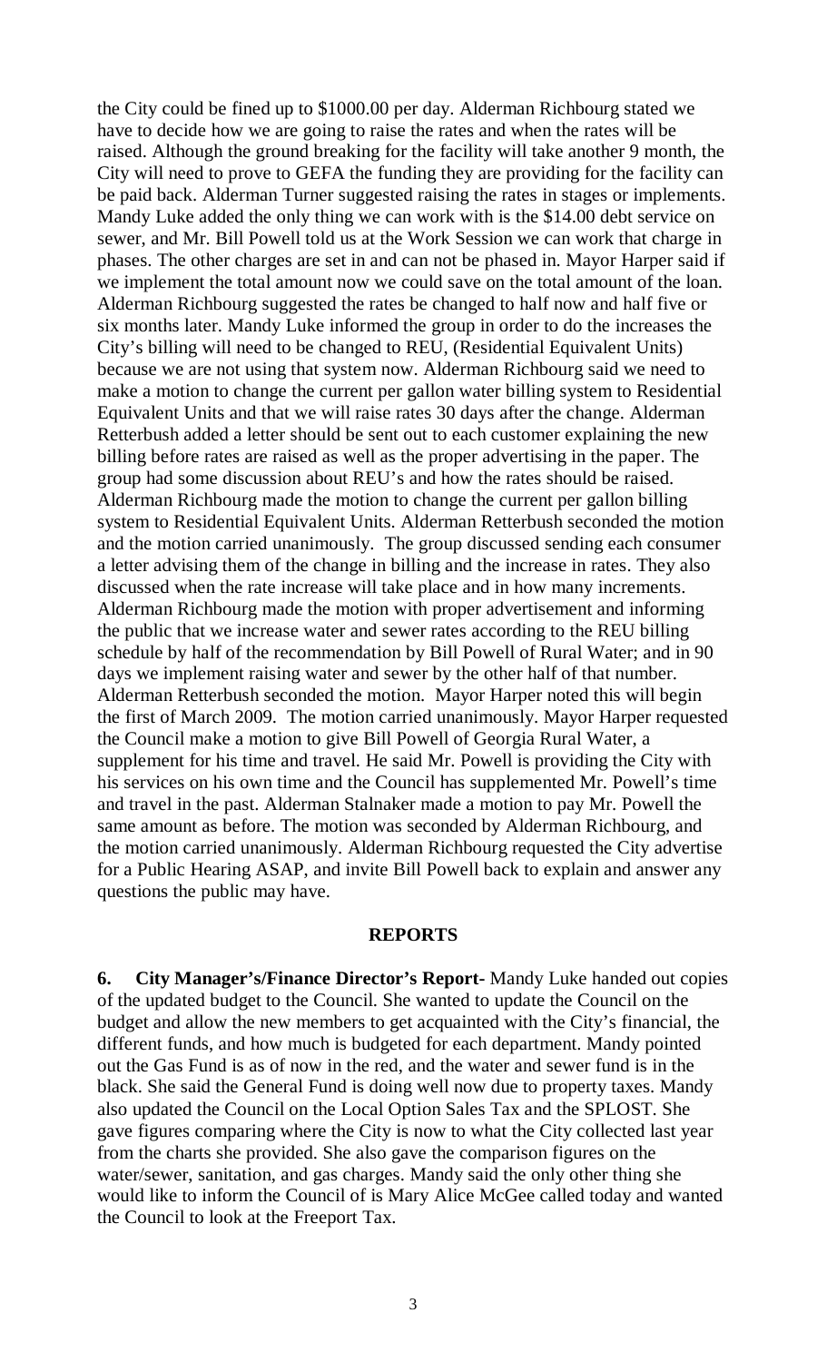the City could be fined up to $1000.00 per day. Alderman Richbourg stated we have to decide how we are going to raise the rates and when the rates will be raised. Although the ground breaking for the facility will take another 9 month, the City will need to prove to GEFA the funding they are providing for the facility can be paid back. Alderman Turner suggested raising the rates in stages or implements. Mandy Luke added the only thing we can work with is the $14.00 debt service on sewer, and Mr. Bill Powell told us at the Work Session we can work that charge in phases. The other charges are set in and can not be phased in. Mayor Harper said if we implement the total amount now we could save on the total amount of the loan. Alderman Richbourg suggested the rates be changed to half now and half five or six months later. Mandy Luke informed the group in order to do the increases the City's billing will need to be changed to REU, (Residential Equivalent Units) because we are not using that system now. Alderman Richbourg said we need to make a motion to change the current per gallon water billing system to Residential Equivalent Units and that we will raise rates 30 days after the change. Alderman Retterbush added a letter should be sent out to each customer explaining the new billing before rates are raised as well as the proper advertising in the paper. The group had some discussion about REU's and how the rates should be raised. Alderman Richbourg made the motion to change the current per gallon billing system to Residential Equivalent Units. Alderman Retterbush seconded the motion and the motion carried unanimously. The group discussed sending each consumer a letter advising them of the change in billing and the increase in rates. They also discussed when the rate increase will take place and in how many increments. Alderman Richbourg made the motion with proper advertisement and informing the public that we increase water and sewer rates according to the REU billing schedule by half of the recommendation by Bill Powell of Rural Water; and in 90 days we implement raising water and sewer by the other half of that number. Alderman Retterbush seconded the motion. Mayor Harper noted this will begin the first of March 2009. The motion carried unanimously. Mayor Harper requested the Council make a motion to give Bill Powell of Georgia Rural Water, a supplement for his time and travel. He said Mr. Powell is providing the City with his services on his own time and the Council has supplemented Mr. Powell's time and travel in the past. Alderman Stalnaker made a motion to pay Mr. Powell the same amount as before. The motion was seconded by Alderman Richbourg, and the motion carried unanimously. Alderman Richbourg requested the City advertise for a Public Hearing ASAP, and invite Bill Powell back to explain and answer any questions the public may have.

## REPORTS

**6. City Manager's/Finance Director's Report-** Mandy Luke handed out copies of the updated budget to the Council. She wanted to update the Council on the budget and allow the new members to get acquainted with the City's financial, the different funds, and how much is budgeted for each department. Mandy pointed out the Gas Fund is as of now in the red, and the water and sewer fund is in the black. She said the General Fund is doing well now due to property taxes. Mandy also updated the Council on the Local Option Sales Tax and the SPLOST. She gave figures comparing where the City is now to what the City collected last year from the charts she provided. She also gave the comparison figures on the water/sewer, sanitation, and gas charges. Mandy said the only other thing she would like to inform the Council of is Mary Alice McGee called today and wanted the Council to look at the Freeport Tax.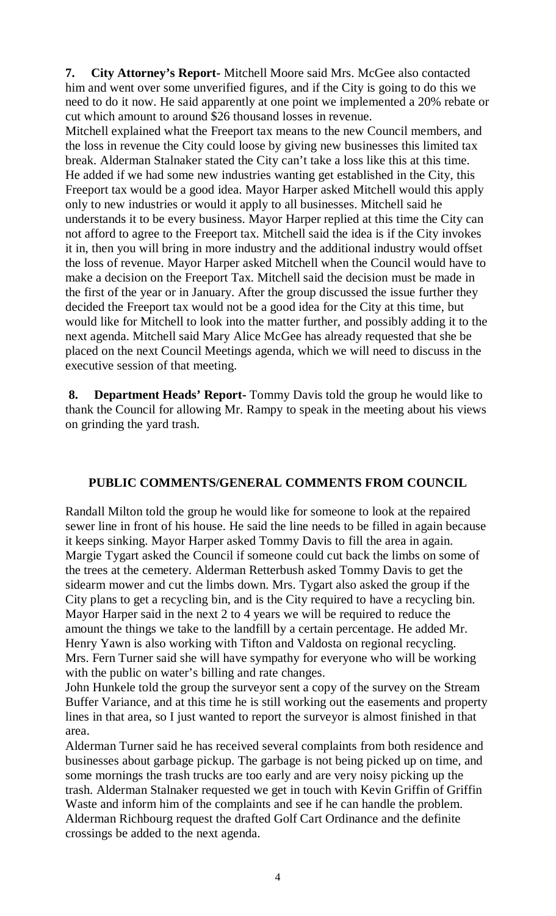**7. City Attorney's Report-** Mitchell Moore said Mrs. McGee also contacted him and went over some unverified figures, and if the City is going to do this we need to do it now. He said apparently at one point we implemented a 20% rebate or cut which amount to around $26 thousand losses in revenue.

Mitchell explained what the Freeport tax means to the new Council members, and the loss in revenue the City could loose by giving new businesses this limited tax break. Alderman Stalnaker stated the City can't take a loss like this at this time. He added if we had some new industries wanting get established in the City, this Freeport tax would be a good idea. Mayor Harper asked Mitchell would this apply only to new industries or would it apply to all businesses. Mitchell said he understands it to be every business. Mayor Harper replied at this time the City can not afford to agree to the Freeport tax. Mitchell said the idea is if the City invokes it in, then you will bring in more industry and the additional industry would offset the loss of revenue. Mayor Harper asked Mitchell when the Council would have to make a decision on the Freeport Tax. Mitchell said the decision must be made in the first of the year or in January. After the group discussed the issue further they decided the Freeport tax would not be a good idea for the City at this time, but would like for Mitchell to look into the matter further, and possibly adding it to the next agenda. Mitchell said Mary Alice McGee has already requested that she be placed on the next Council Meetings agenda, which we will need to discuss in the executive session of that meeting.

**8. Department Heads' Report-** Tommy Davis told the group he would like to thank the Council for allowing Mr. Rampy to speak in the meeting about his views on grinding the yard trash.

**PUBLIC COMMENTS/GENERAL COMMENTS FROM COUNCIL**

Randall Milton told the group he would like for someone to look at the repaired sewer line in front of his house. He said the line needs to be filled in again because it keeps sinking. Mayor Harper asked Tommy Davis to fill the area in again.
Margie Tygart asked the Council if someone could cut back the limbs on some of the trees at the cemetery. Alderman Retterbush asked Tommy Davis to get the sidearm mower and cut the limbs down. Mrs. Tygart also asked the group if the City plans to get a recycling bin, and is the City required to have a recycling bin. Mayor Harper said in the next 2 to 4 years we will be required to reduce the amount the things we take to the landfill by a certain percentage. He added Mr. Henry Yawn is also working with Tifton and Valdosta on regional recycling.
Mrs. Fern Turner said she will have sympathy for everyone who will be working with the public on water's billing and rate changes.

John Hunkele told the group the surveyor sent a copy of the survey on the Stream Buffer Variance, and at this time he is still working out the easements and property lines in that area, so I just wanted to report the surveyor is almost finished in that area.

Alderman Turner said he has received several complaints from both residence and businesses about garbage pickup. The garbage is not being picked up on time, and some mornings the trash trucks are too early and are very noisy picking up the trash. Alderman Stalnaker requested we get in touch with Kevin Griffin of Griffin Waste and inform him of the complaints and see if he can handle the problem.
Alderman Richbourg request the drafted Golf Cart Ordinance and the definite crossings be added to the next agenda.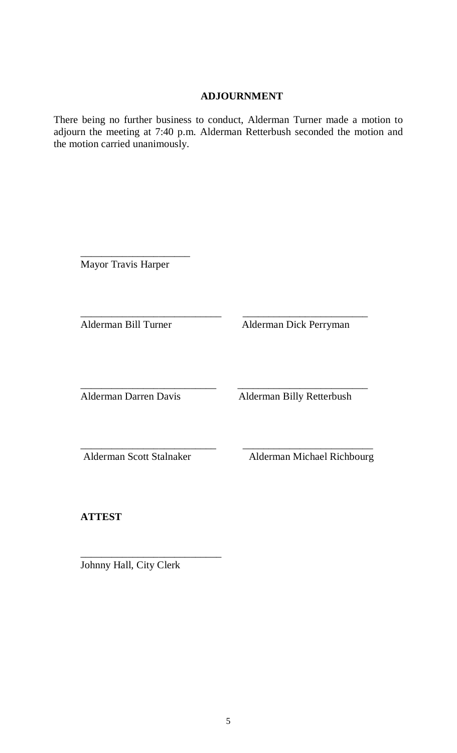## ADJOURNMENT

There being no further business to conduct, Alderman Turner made a motion to adjourn the meeting at 7:40 p.m. Alderman Retterbush seconded the motion and the motion carried unanimously.

_____________________
Mayor Travis Harper

___________________________ ___________________________
Alderman Bill Turner Alderman Dick Perryman

___________________________ ___________________________
Alderman Darren Davis Alderman Billy Retterbush

___________________________ ___________________________
Alderman Scott Stalnaker Alderman Michael Richbourg

**ATTEST**

___________________________
Johnny Hall, City Clerk